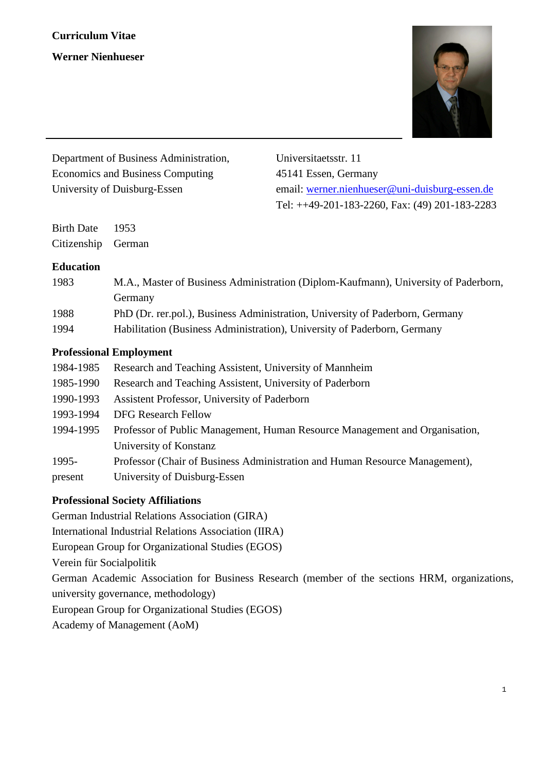# Curriculum Vitae

## Werner Nienhueser

Department of Business Administration,
Economics and Business Computing
University of Duisburg-Essen

Universitaetsstr. 11
45141 Essen, Germany
email: werner.nienhueser@uni-duisburg-essen.de
Tel: ++49-201-183-2260, Fax: (49) 201-183-2283

| | |
|---|---|
| Birth Date | 1953 |
| Citizenship | German |

### Education

| | |
|---|---|
| 1983 | M.A., Master of Business Administration (Diplom-Kaufmann), University of Paderborn, Germany |
| 1988 | PhD (Dr. rer.pol.), Business Administration, University of Paderborn, Germany |
| 1994 | Habilitation (Business Administration), University of Paderborn, Germany |

### Professional Employment

| | |
|---|---|
| 1984-1985 | Research and Teaching Assistent, University of Mannheim |
| 1985-1990 | Research and Teaching Assistent, University of Paderborn |
| 1990-1993 | Assistent Professor, University of Paderborn |
| 1993-1994 | DFG Research Fellow |
| 1994-1995 | Professor of Public Management, Human Resource Management and Organisation, University of Konstanz |
| 1995-present | Professor (Chair of Business Administration and Human Resource Management), University of Duisburg-Essen |

### Professional Society Affiliations

German Industrial Relations Association (GIRA)
International Industrial Relations Association (IIRA)
European Group for Organizational Studies (EGOS)
Verein für Socialpolitik
German Academic Association for Business Research (member of the sections HRM, organizations, university governance, methodology)
European Group for Organizational Studies (EGOS)
Academy of Management (AoM)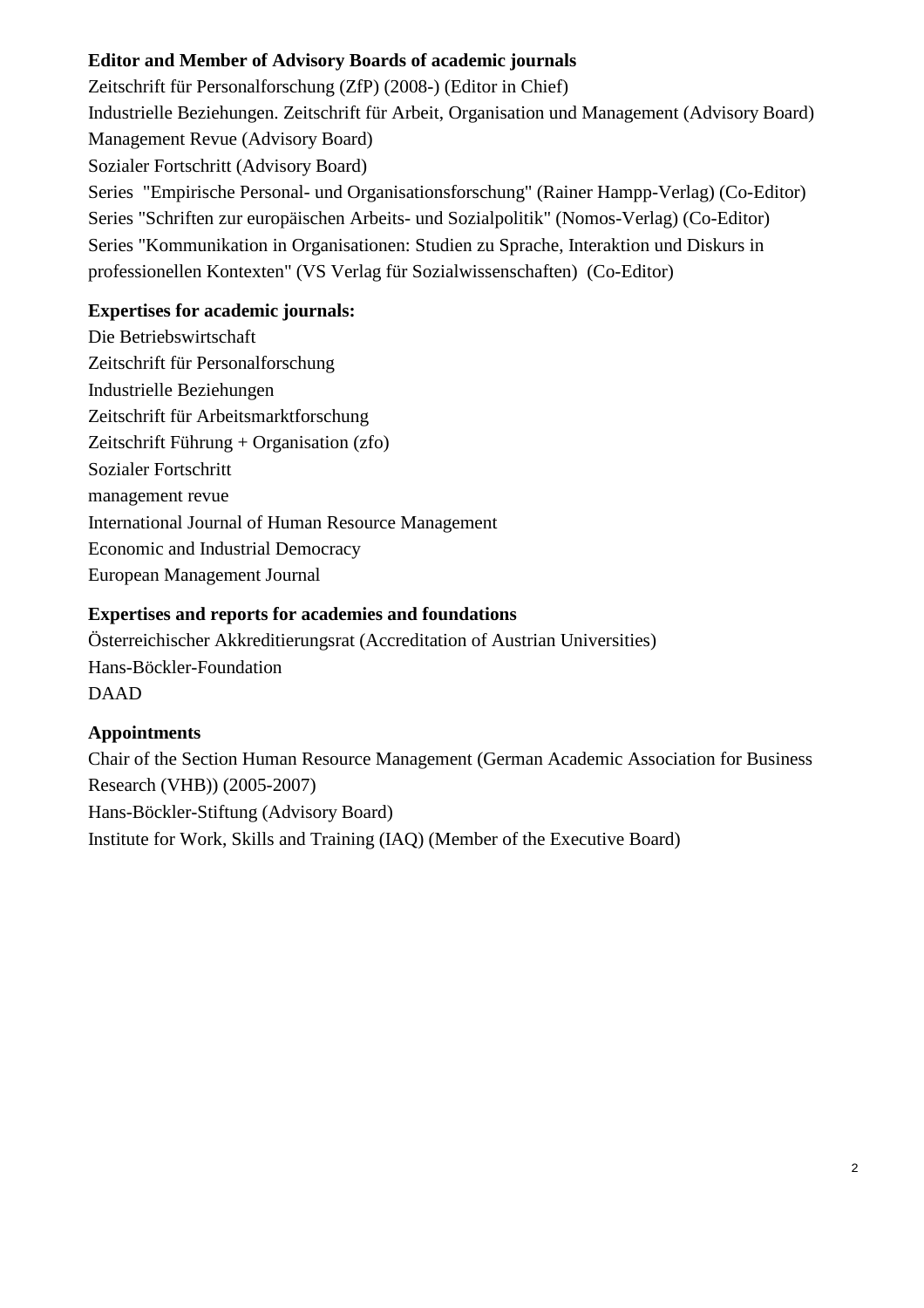**Editor and Member of Advisory Boards of academic journals**

Zeitschrift für Personalforschung (ZfP) (2008-) (Editor in Chief)
Industrielle Beziehungen. Zeitschrift für Arbeit, Organisation und Management (Advisory Board)
Management Revue (Advisory Board)
Sozialer Fortschritt (Advisory Board)
Series "Empirische Personal- und Organisationsforschung" (Rainer Hampp-Verlag) (Co-Editor)
Series "Schriften zur europäischen Arbeits- und Sozialpolitik" (Nomos-Verlag) (Co-Editor)
Series "Kommunikation in Organisationen: Studien zu Sprache, Interaktion und Diskurs in professionellen Kontexten" (VS Verlag für Sozialwissenschaften) (Co-Editor)

**Expertises for academic journals:**

Die Betriebswirtschaft
Zeitschrift für Personalforschung
Industrielle Beziehungen
Zeitschrift für Arbeitsmarktforschung
Zeitschrift Führung + Organisation (zfo)
Sozialer Fortschritt
management revue
International Journal of Human Resource Management
Economic and Industrial Democracy
European Management Journal

**Expertises and reports for academies and foundations**

Österreichischer Akkreditierungsrat (Accreditation of Austrian Universities)
Hans-Böckler-Foundation
DAAD

**Appointments**

Chair of the Section Human Resource Management (German Academic Association for Business Research (VHB)) (2005-2007)
Hans-Böckler-Stiftung (Advisory Board)
Institute for Work, Skills and Training (IAQ) (Member of the Executive Board)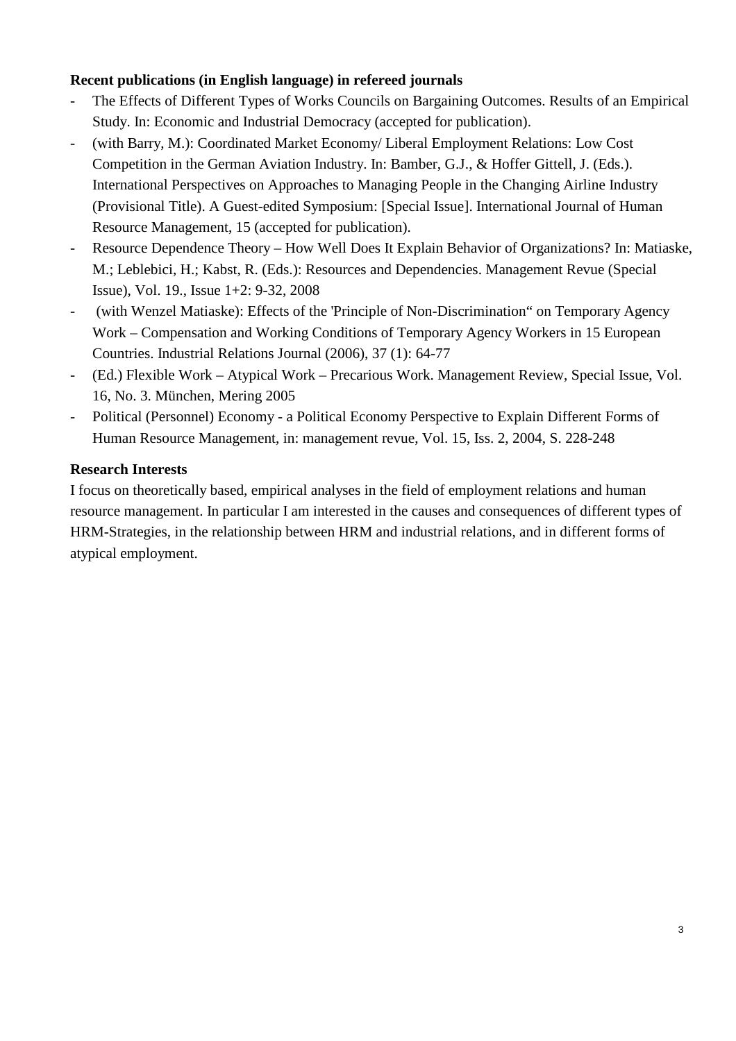**Recent publications (in English language) in refereed journals**

- The Effects of Different Types of Works Councils on Bargaining Outcomes. Results of an Empirical Study. In: Economic and Industrial Democracy (accepted for publication).
- (with Barry, M.): Coordinated Market Economy/ Liberal Employment Relations: Low Cost Competition in the German Aviation Industry. In: Bamber, G.J., & Hoffer Gittell, J. (Eds.). International Perspectives on Approaches to Managing People in the Changing Airline Industry (Provisional Title). A Guest-edited Symposium: [Special Issue]. International Journal of Human Resource Management, 15 (accepted for publication).
- Resource Dependence Theory – How Well Does It Explain Behavior of Organizations? In: Matiaske, M.; Leblebici, H.; Kabst, R. (Eds.): Resources and Dependencies. Management Revue (Special Issue), Vol. 19., Issue 1+2: 9-32, 2008
- (with Wenzel Matiaske): Effects of the 'Principle of Non-Discrimination“ on Temporary Agency Work – Compensation and Working Conditions of Temporary Agency Workers in 15 European Countries. Industrial Relations Journal (2006), 37 (1): 64-77
- (Ed.) Flexible Work – Atypical Work – Precarious Work. Management Review, Special Issue, Vol. 16, No. 3. München, Mering 2005
- Political (Personnel) Economy - a Political Economy Perspective to Explain Different Forms of Human Resource Management, in: management revue, Vol. 15, Iss. 2, 2004, S. 228-248

**Research Interests**

I focus on theoretically based, empirical analyses in the field of employment relations and human resource management. In particular I am interested in the causes and consequences of different types of HRM-Strategies, in the relationship between HRM and industrial relations, and in different forms of atypical employment.